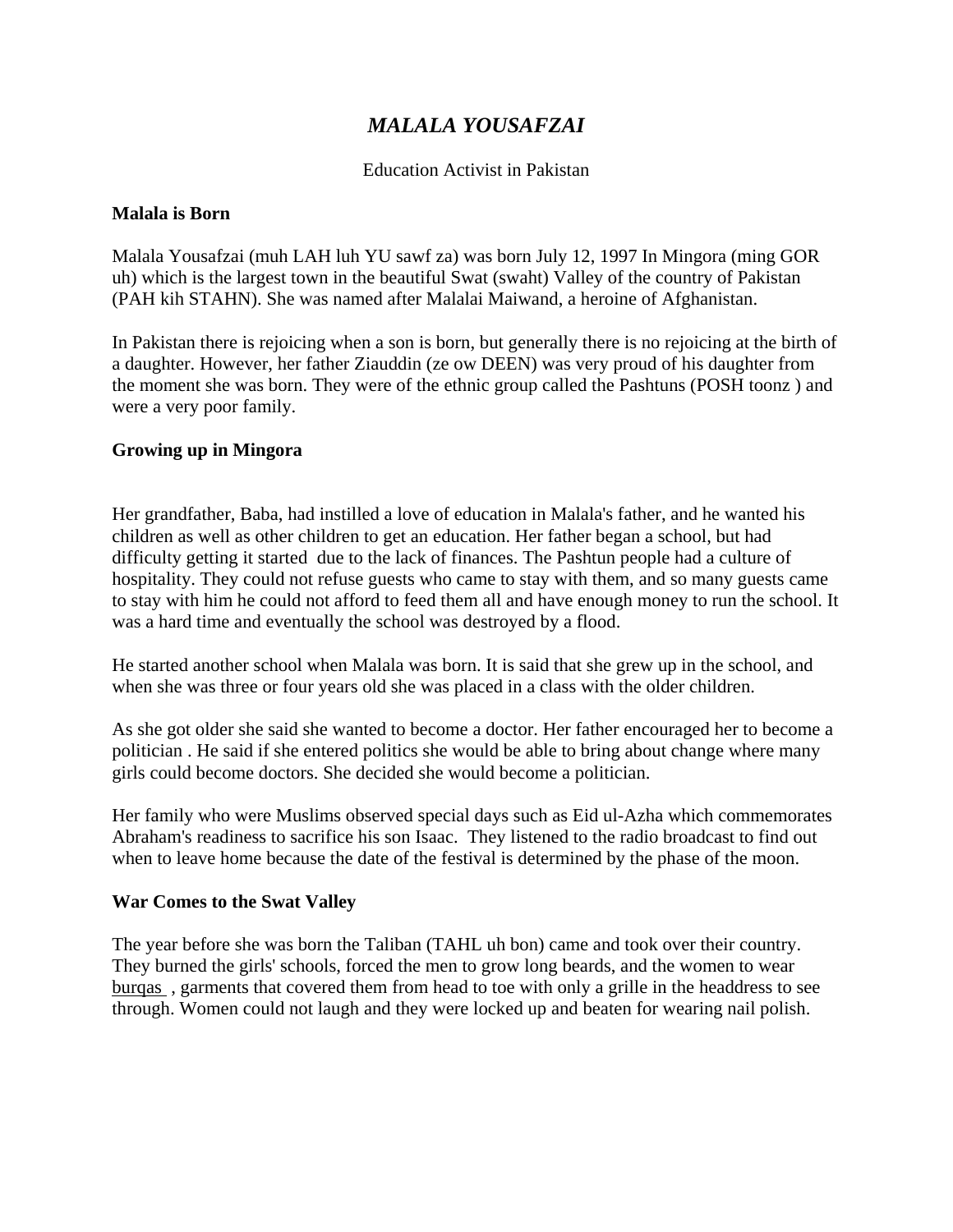# *MALALA YOUSAFZAI*

Education Activist in Pakistan

**Malala is Born**

Malala Yousafzai (muh LAH luh YU sawf za) was born July 12, 1997 In Mingora (ming GOR uh) which is the largest town in the beautiful Swat (swaht) Valley of the country of Pakistan (PAH kih STAHN). She was named after Malalai Maiwand, a heroine of Afghanistan.

In Pakistan there is rejoicing when a son is born, but generally there is no rejoicing at the birth of a daughter. However, her father Ziauddin (ze ow DEEN) was very proud of his daughter from the moment she was born. They were of the ethnic group called the Pashtuns (POSH toonz ) and were a very poor family.

**Growing up in Mingora**

Her grandfather, Baba, had instilled a love of education in Malala's father, and he wanted his children as well as other children to get an education. Her father began a school, but had difficulty getting it started due to the lack of finances. The Pashtun people had a culture of hospitality. They could not refuse guests who came to stay with them, and so many guests came to stay with him he could not afford to feed them all and have enough money to run the school. It was a hard time and eventually the school was destroyed by a flood.

He started another school when Malala was born. It is said that she grew up in the school, and when she was three or four years old she was placed in a class with the older children.

As she got older she said she wanted to become a doctor. Her father encouraged her to become a politician . He said if she entered politics she would be able to bring about change where many girls could become doctors. She decided she would become a politician.

Her family who were Muslims observed special days such as Eid ul-Azha which commemorates Abraham's readiness to sacrifice his son Isaac. They listened to the radio broadcast to find out when to leave home because the date of the festival is determined by the phase of the moon.

**War Comes to the Swat Valley**

The year before she was born the Taliban (TAHL uh bon) came and took over their country. They burned the girls' schools, forced the men to grow long beards, and the women to wear burqas , garments that covered them from head to toe with only a grille in the headdress to see through. Women could not laugh and they were locked up and beaten for wearing nail polish.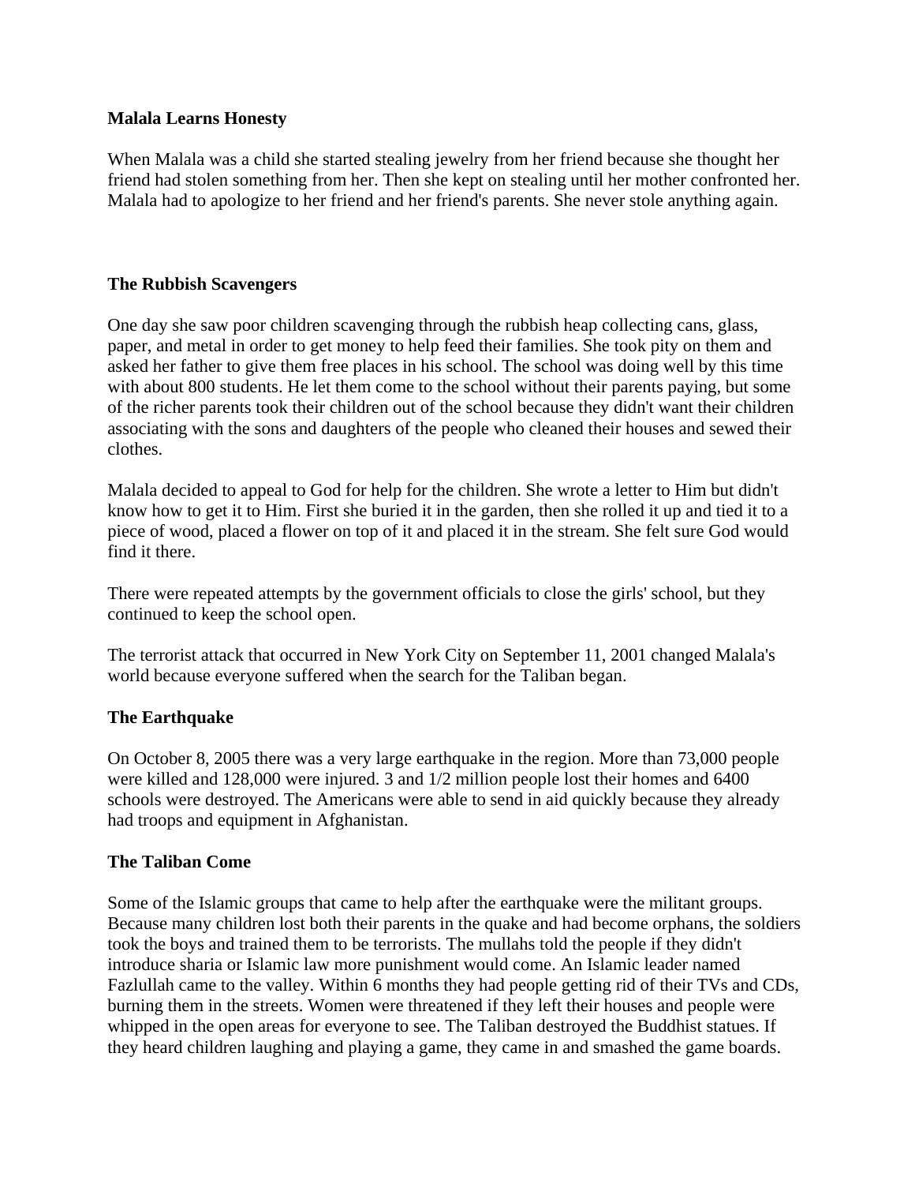**Malala Learns Honesty**

When Malala was a child she started stealing jewelry from her friend because she thought her friend had stolen something from her. Then she kept on stealing until her mother confronted her. Malala had to apologize to her friend and her friend's parents. She never stole anything again.

**The Rubbish Scavengers**

One day she saw poor children scavenging through the rubbish heap collecting cans, glass, paper, and metal in order to get money to help feed their families. She took pity on them and asked her father to give them free places in his school. The school was doing well by this time with about 800 students. He let them come to the school without their parents paying, but some of the richer parents took their children out of the school because they didn't want their children associating with the sons and daughters of the people who cleaned their houses and sewed their clothes.

Malala decided to appeal to God for help for the children. She wrote a letter to Him but didn't know how to get it to Him. First she buried it in the garden, then she rolled it up and tied it to a piece of wood, placed a flower on top of it and placed it in the stream. She felt sure God would find it there.

There were repeated attempts by the government officials to close the girls' school, but they continued to keep the school open.

The terrorist attack that occurred in New York City on September 11, 2001 changed Malala's world because everyone suffered when the search for the Taliban began.

**The Earthquake**

On October 8, 2005 there was a very large earthquake in the region. More than 73,000 people were killed and 128,000 were injured. 3 and 1/2 million people lost their homes and 6400 schools were destroyed. The Americans were able to send in aid quickly because they already had troops and equipment in Afghanistan.

**The Taliban Come**

Some of the Islamic groups that came to help after the earthquake were the militant groups. Because many children lost both their parents in the quake and had become orphans, the soldiers took the boys and trained them to be terrorists. The mullahs told the people if they didn't introduce sharia or Islamic law more punishment would come. An Islamic leader named Fazlullah came to the valley. Within 6 months they had people getting rid of their TVs and CDs, burning them in the streets. Women were threatened if they left their houses and people were whipped in the open areas for everyone to see. The Taliban destroyed the Buddhist statues. If they heard children laughing and playing a game, they came in and smashed the game boards.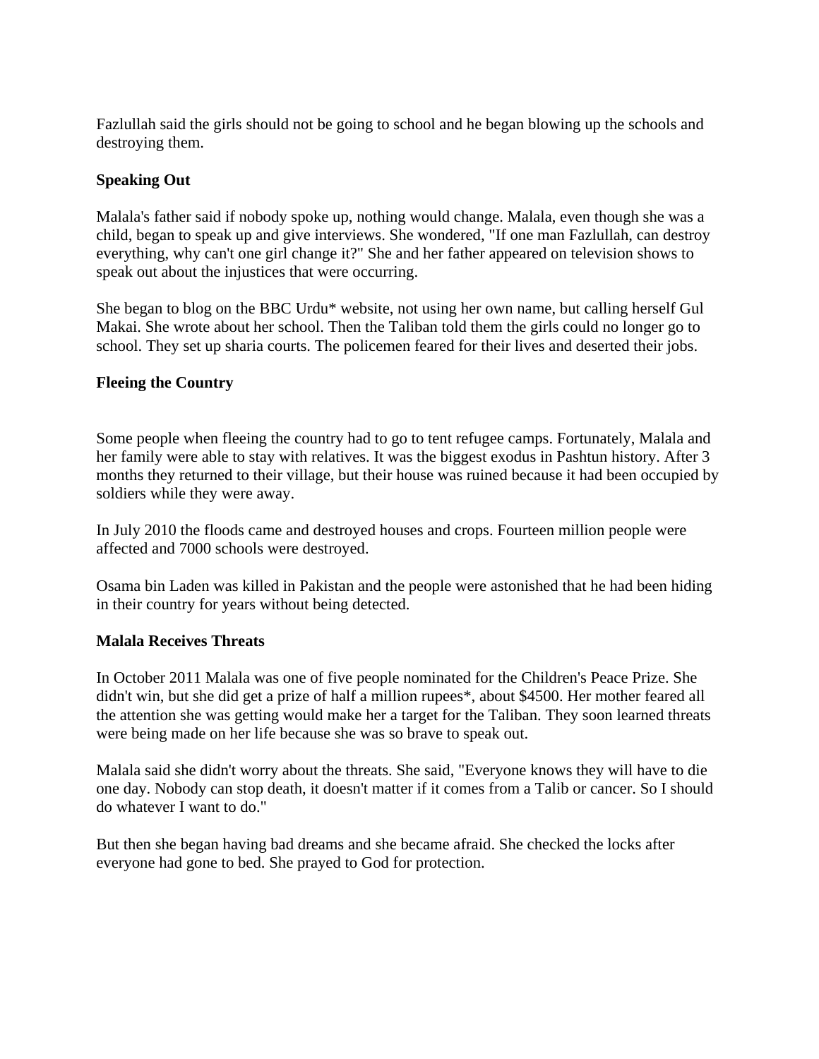Fazlullah said the girls should not be going to school and he began blowing up the schools and destroying them.

**Speaking Out**

Malala's father said if nobody spoke up, nothing would change. Malala, even though she was a child, began to speak up and give interviews. She wondered, "If one man Fazlullah, can destroy everything, why can't one girl change it?" She and her father appeared on television shows to speak out about the injustices that were occurring.

She began to blog on the BBC Urdu* website, not using her own name, but calling herself Gul Makai. She wrote about her school. Then the Taliban told them the girls could no longer go to school. They set up sharia courts. The policemen feared for their lives and deserted their jobs.

**Fleeing the Country**

Some people when fleeing the country had to go to tent refugee camps. Fortunately, Malala and her family were able to stay with relatives. It was the biggest exodus in Pashtun history. After 3 months they returned to their village, but their house was ruined because it had been occupied by soldiers while they were away.

In July 2010 the floods came and destroyed houses and crops. Fourteen million people were affected and 7000 schools were destroyed.

Osama bin Laden was killed in Pakistan and the people were astonished that he had been hiding in their country for years without being detected.

**Malala Receives Threats**

In October 2011 Malala was one of five people nominated for the Children's Peace Prize. She didn't win, but she did get a prize of half a million rupees*, about $4500. Her mother feared all the attention she was getting would make her a target for the Taliban. They soon learned threats were being made on her life because she was so brave to speak out.

Malala said she didn't worry about the threats. She said, "Everyone knows they will have to die one day. Nobody can stop death, it doesn't matter if it comes from a Talib or cancer. So I should do whatever I want to do."

But then she began having bad dreams and she became afraid. She checked the locks after everyone had gone to bed. She prayed to God for protection.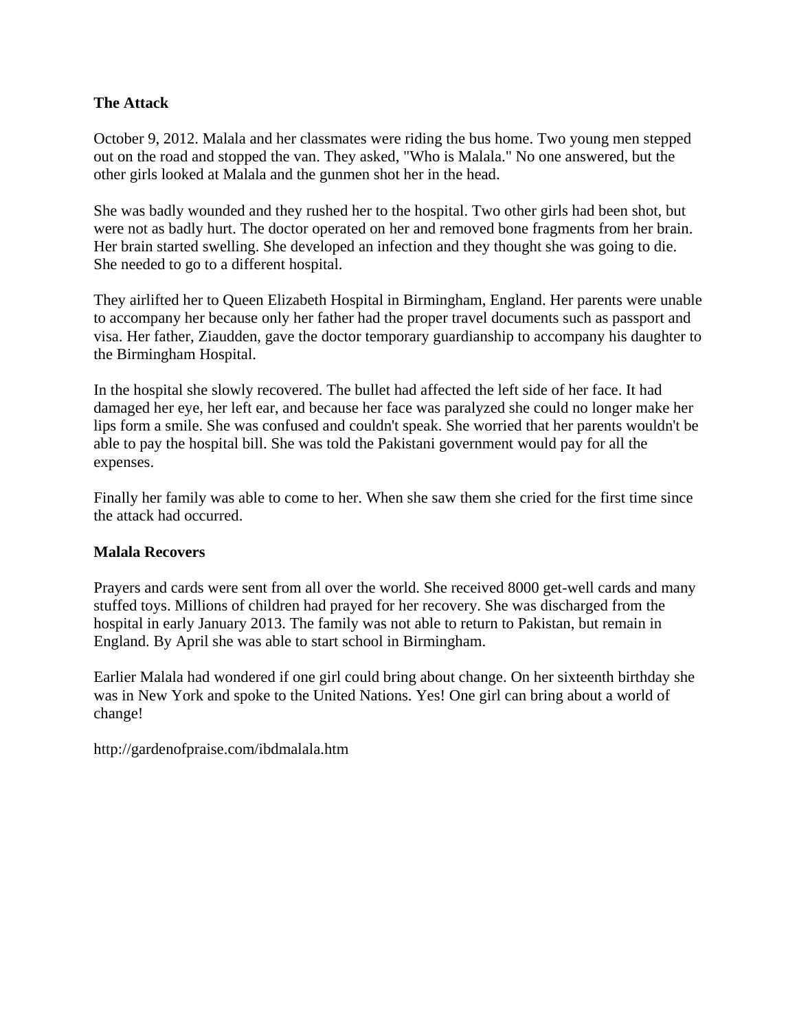**The Attack**

October 9, 2012. Malala and her classmates were riding the bus home. Two young men stepped out on the road and stopped the van. They asked, "Who is Malala." No one answered, but the other girls looked at Malala and the gunmen shot her in the head.

She was badly wounded and they rushed her to the hospital. Two other girls had been shot, but were not as badly hurt. The doctor operated on her and removed bone fragments from her brain. Her brain started swelling. She developed an infection and they thought she was going to die. She needed to go to a different hospital.

They airlifted her to Queen Elizabeth Hospital in Birmingham, England. Her parents were unable to accompany her because only her father had the proper travel documents such as passport and visa. Her father, Ziaudden, gave the doctor temporary guardianship to accompany his daughter to the Birmingham Hospital.

In the hospital she slowly recovered. The bullet had affected the left side of her face. It had damaged her eye, her left ear, and because her face was paralyzed she could no longer make her lips form a smile. She was confused and couldn't speak. She worried that her parents wouldn't be able to pay the hospital bill. She was told the Pakistani government would pay for all the expenses.

Finally her family was able to come to her. When she saw them she cried for the first time since the attack had occurred.

**Malala Recovers**

Prayers and cards were sent from all over the world. She received 8000 get-well cards and many stuffed toys. Millions of children had prayed for her recovery. She was discharged from the hospital in early January 2013. The family was not able to return to Pakistan, but remain in England. By April she was able to start school in Birmingham.

Earlier Malala had wondered if one girl could bring about change. On her sixteenth birthday she was in New York and spoke to the United Nations. Yes! One girl can bring about a world of change!

http://gardenofpraise.com/ibdmalala.htm